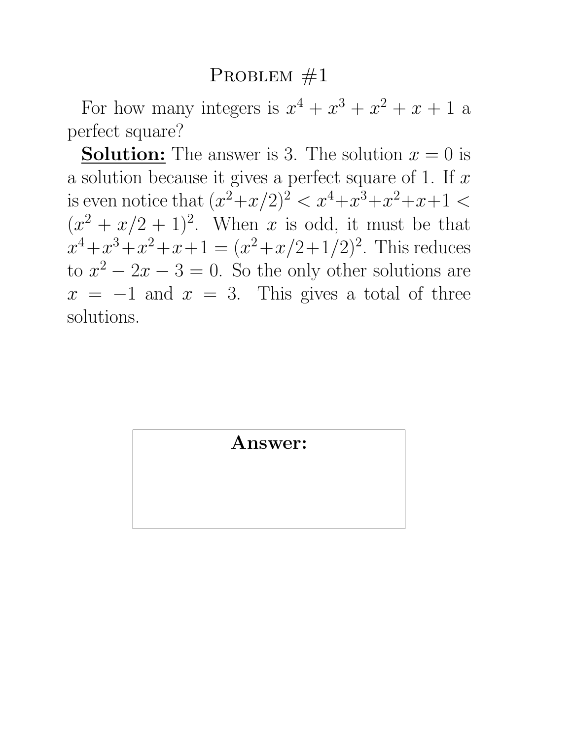# Problem #1

For how many integers is $x^4 + x^3 + x^2 + x + 1$ a perfect square?

**<u>Solution:</u>** The answer is 3. The solution $x = 0$ is a solution because it gives a perfect square of 1. If $x$ is even notice that $(x^2 + x/2)^2 < x^4 + x^3 + x^2 + x + 1 < (x^2 + x/2 + 1)^2$. When $x$ is odd, it must be that $x^4 + x^3 + x^2 + x + 1 = (x^2 + x/2 + 1/2)^2$. This reduces to $x^2 - 2x - 3 = 0$. So the only other solutions are $x = -1$ and $x = 3$. This gives a total of three solutions.

**Answer:**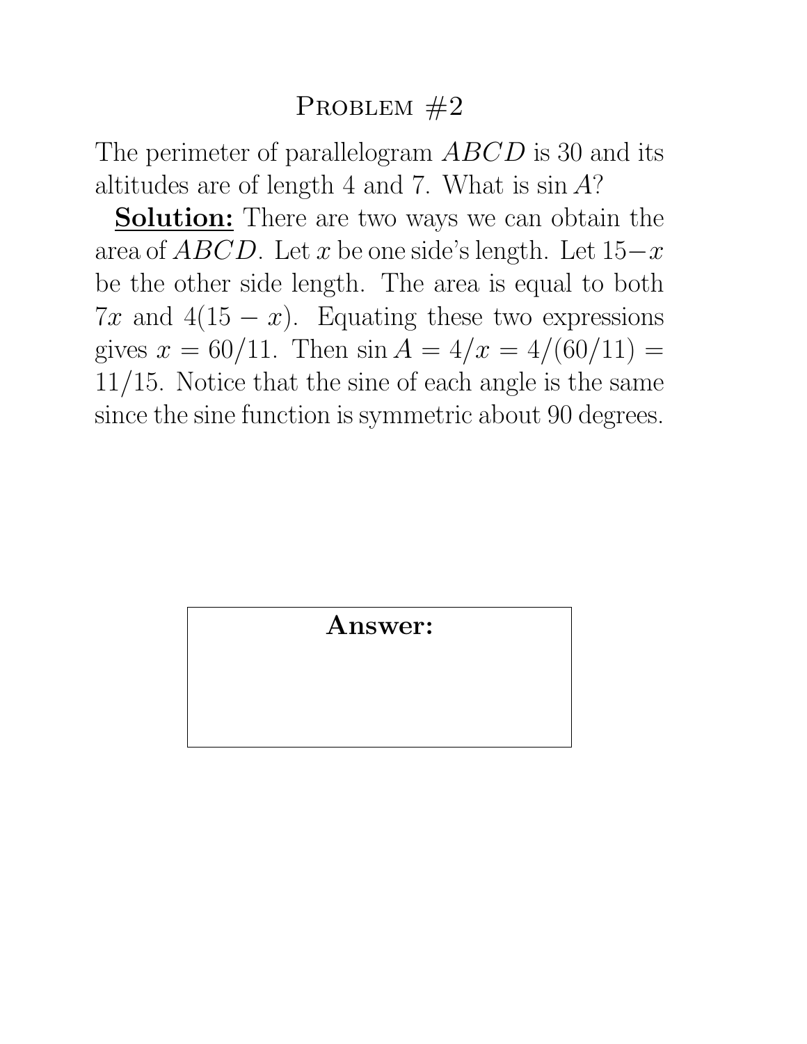# Problem #2

The perimeter of parallelogram $ABCD$ is 30 and its altitudes are of length 4 and 7. What is $\sin A$?

**Solution:** There are two ways we can obtain the area of $ABCD$. Let $x$ be one side's length. Let $15-x$ be the other side length. The area is equal to both $7x$ and $4(15-x)$. Equating these two expressions gives $x = 60/11$. Then $\sin A = 4/x = 4/(60/11) = 11/15$. Notice that the sine of each angle is the same since the sine function is symmetric about 90 degrees.

| **Answer:** |
| --- |
| |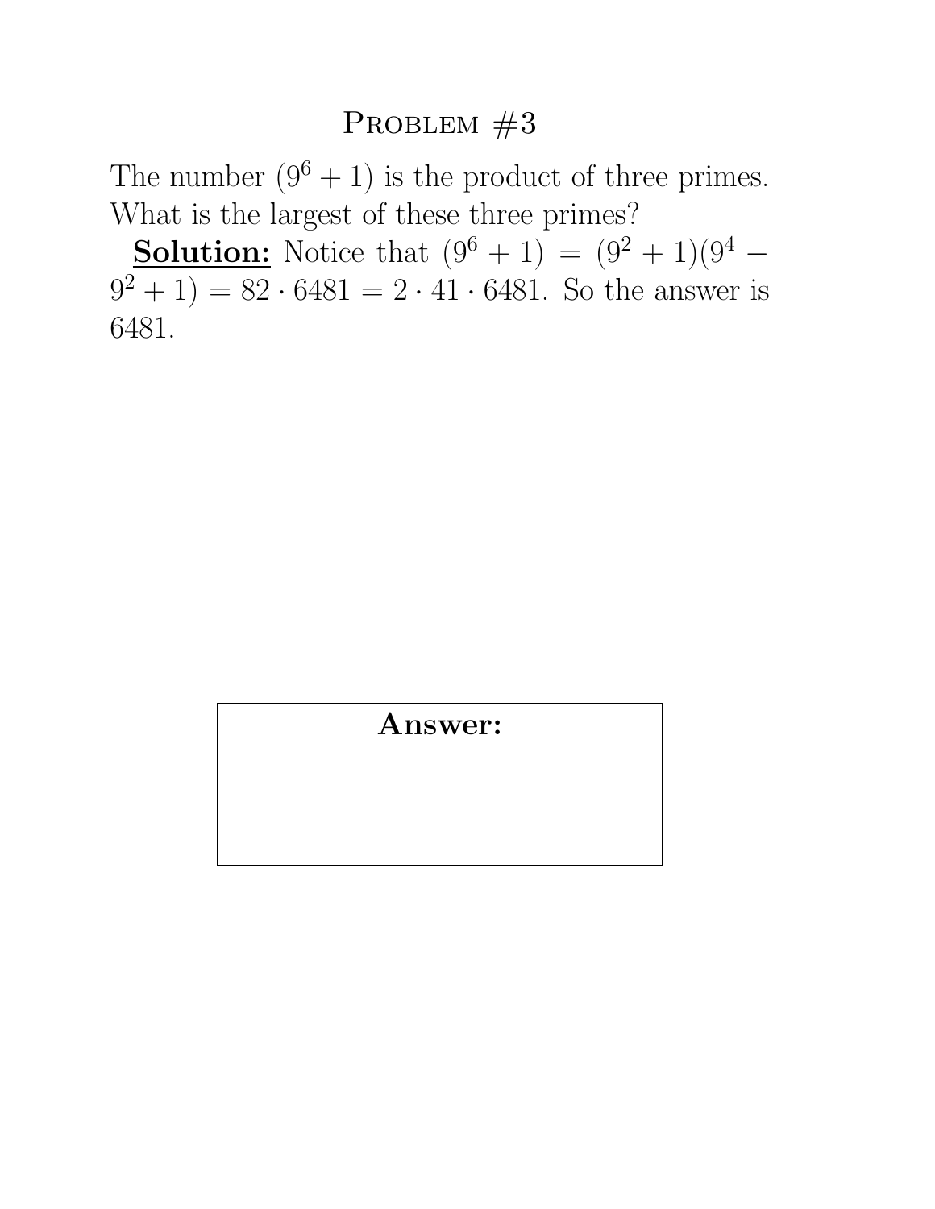# Problem #3

The number $(9^6 + 1)$ is the product of three primes. What is the largest of these three primes?

**Solution:** Notice that $(9^6 + 1) = (9^2 + 1)(9^4 - 9^2 + 1) = 82 \cdot 6481 = 2 \cdot 41 \cdot 6481$. So the answer is 6481.

| **Answer:** |
|---|
| |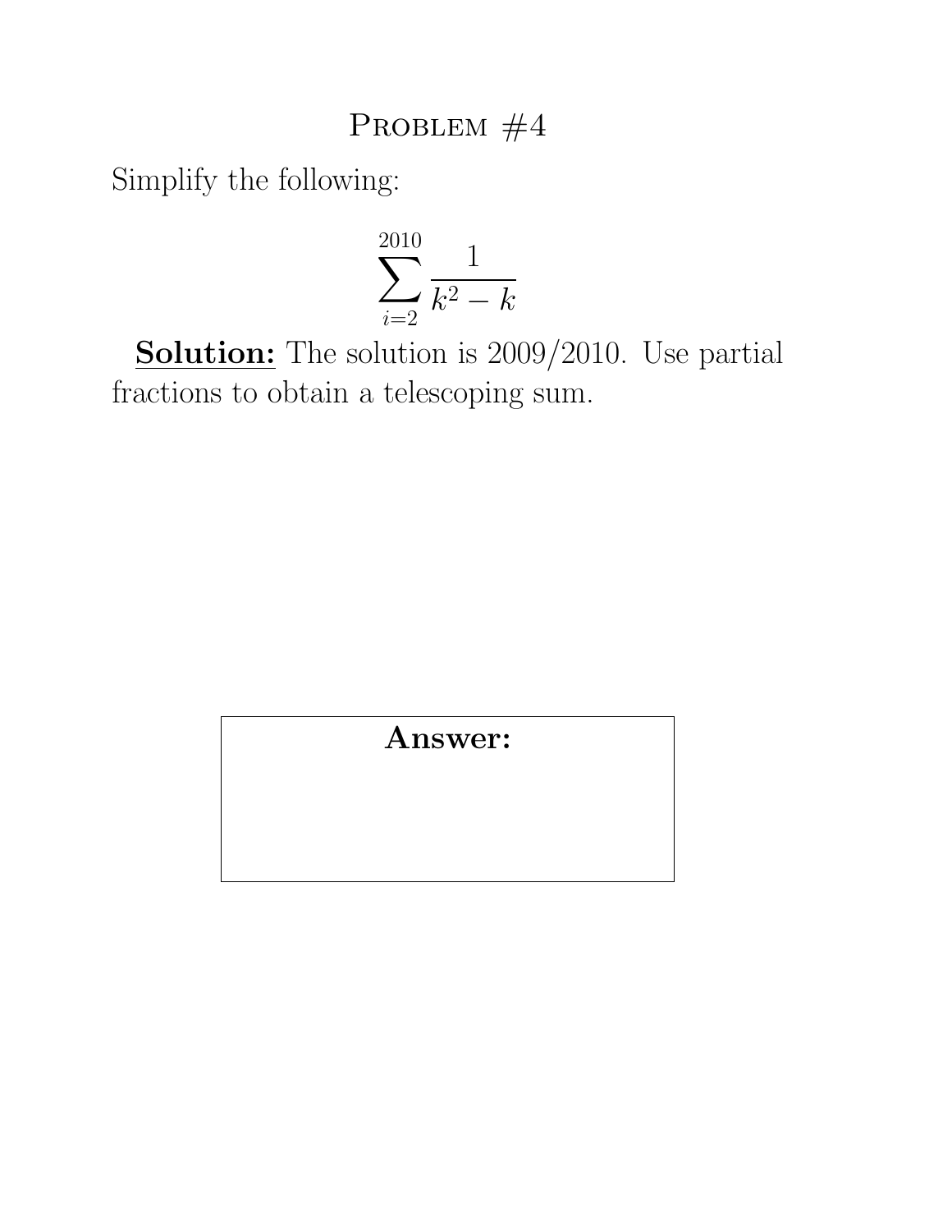# Problem #4

Simplify the following:

$$\sum_{i=2}^{2010} \frac{1}{k^2 - k}$$

**Solution:** The solution is 2009/2010. Use partial fractions to obtain a telescoping sum.

**Answer:**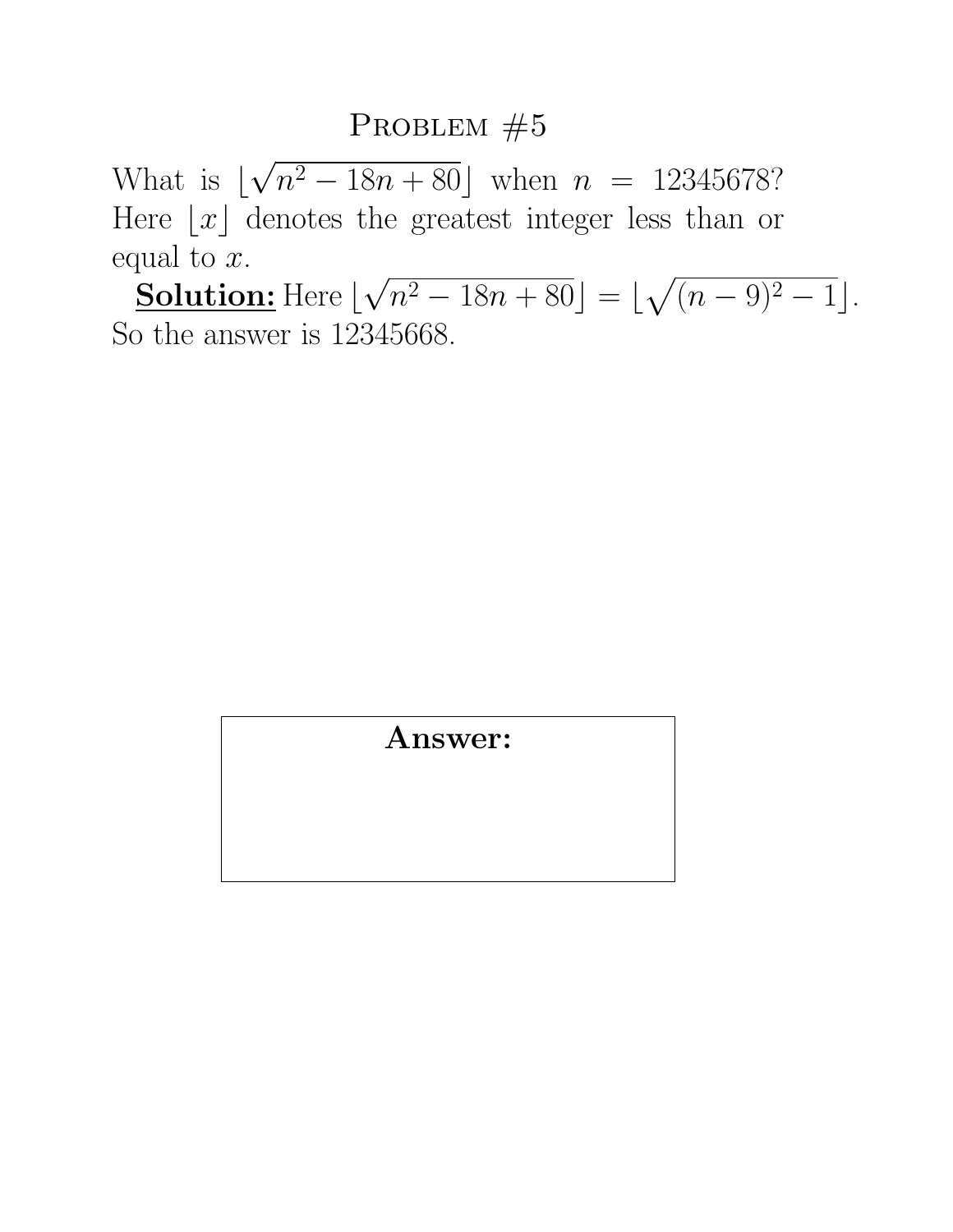## Problem #5

What is $\lfloor\sqrt{n^2 - 18n + 80}\rfloor$ when $n = 12345678$? Here $\lfloor x \rfloor$ denotes the greatest integer less than or equal to $x$.

**Solution:** Here $\lfloor\sqrt{n^2 - 18n + 80}\rfloor = \lfloor\sqrt{(n-9)^2 - 1}\rfloor$. So the answer is 12345668.

**Answer:**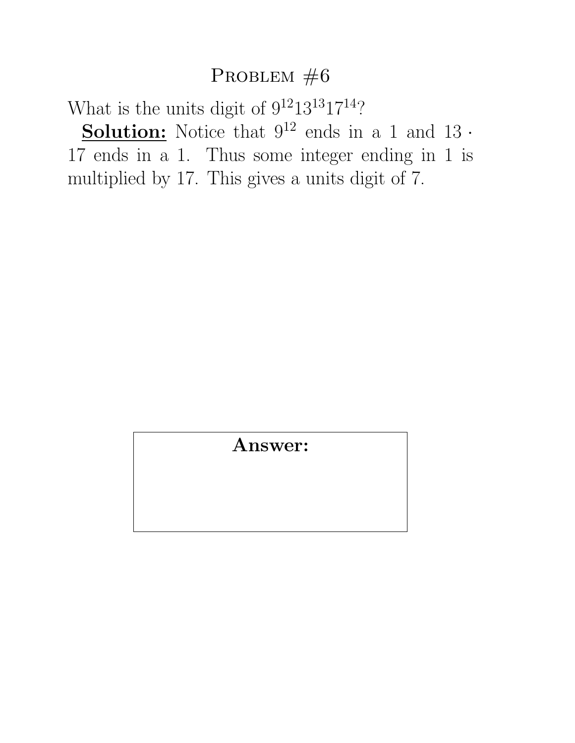# Problem #6

What is the units digit of $9^{12}13^{13}17^{14}$?

**Solution:** Notice that $9^{12}$ ends in a 1 and $13 \cdot 17$ ends in a 1. Thus some integer ending in 1 is multiplied by 17. This gives a units digit of 7.

**Answer:**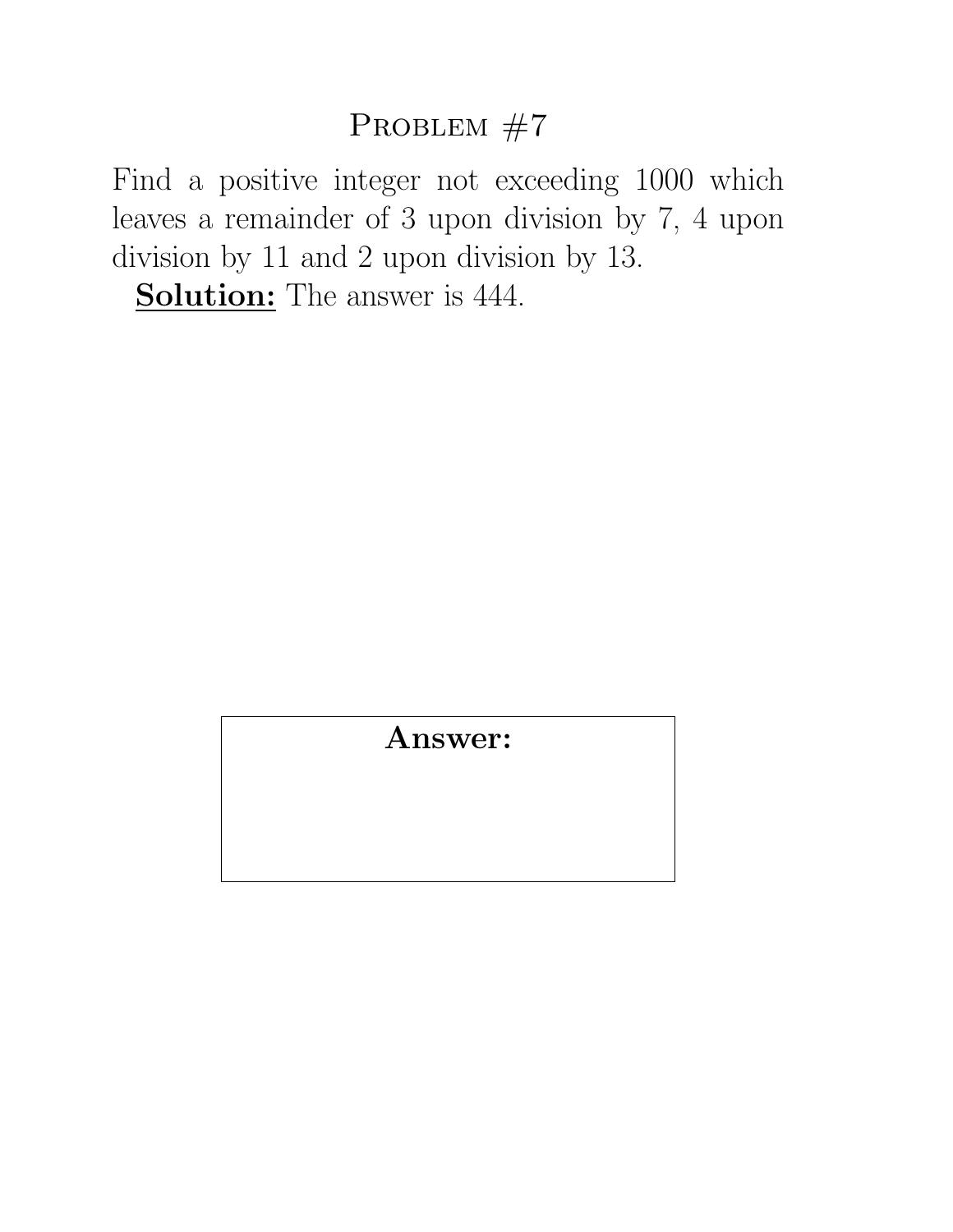# Problem #7

Find a positive integer not exceeding 1000 which leaves a remainder of 3 upon division by 7, 4 upon division by 11 and 2 upon division by 13.

**Solution:** The answer is 444.

**Answer:**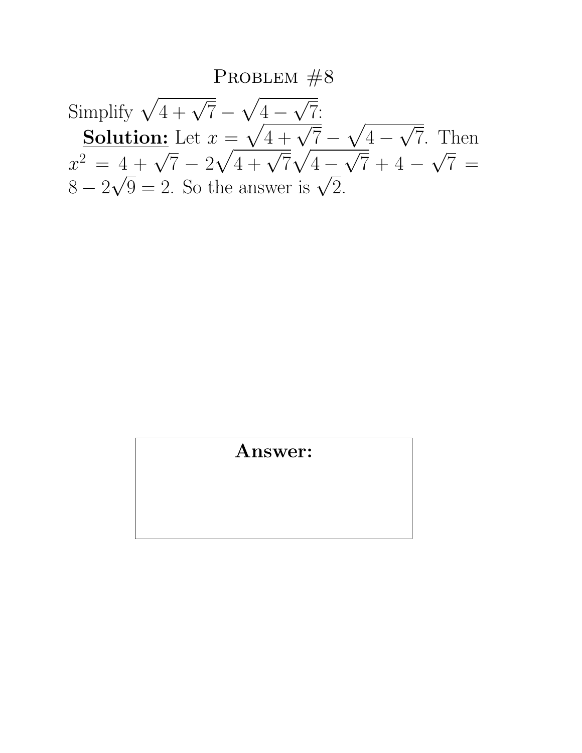# Problem #8

Simplify $\sqrt{4+\sqrt{7}} - \sqrt{4-\sqrt{7}}$:

**Solution:** Let $x = \sqrt{4+\sqrt{7}} - \sqrt{4-\sqrt{7}}$. Then $x^2 = 4 + \sqrt{7} - 2\sqrt{4+\sqrt{7}}\sqrt{4-\sqrt{7}} + 4 - \sqrt{7} = 8 - 2\sqrt{9} = 2$. So the answer is $\sqrt{2}$.

**Answer:**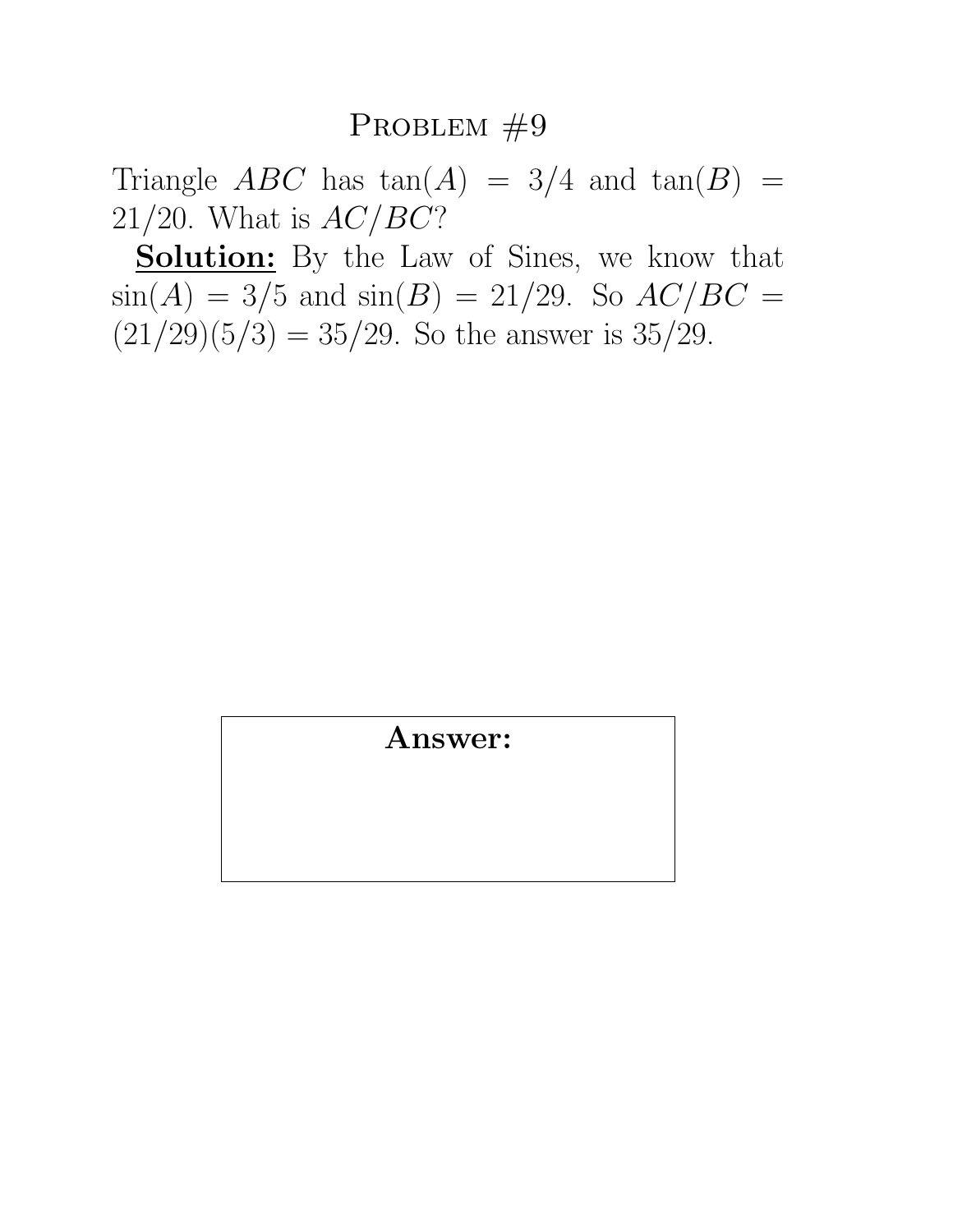# Problem #9

Triangle $ABC$ has $\tan(A) = 3/4$ and $\tan(B) = 21/20$. What is $AC/BC$?

**Solution:** By the Law of Sines, we know that $\sin(A) = 3/5$ and $\sin(B) = 21/29$. So $AC/BC = (21/29)(5/3) = 35/29$. So the answer is 35/29.

**Answer:**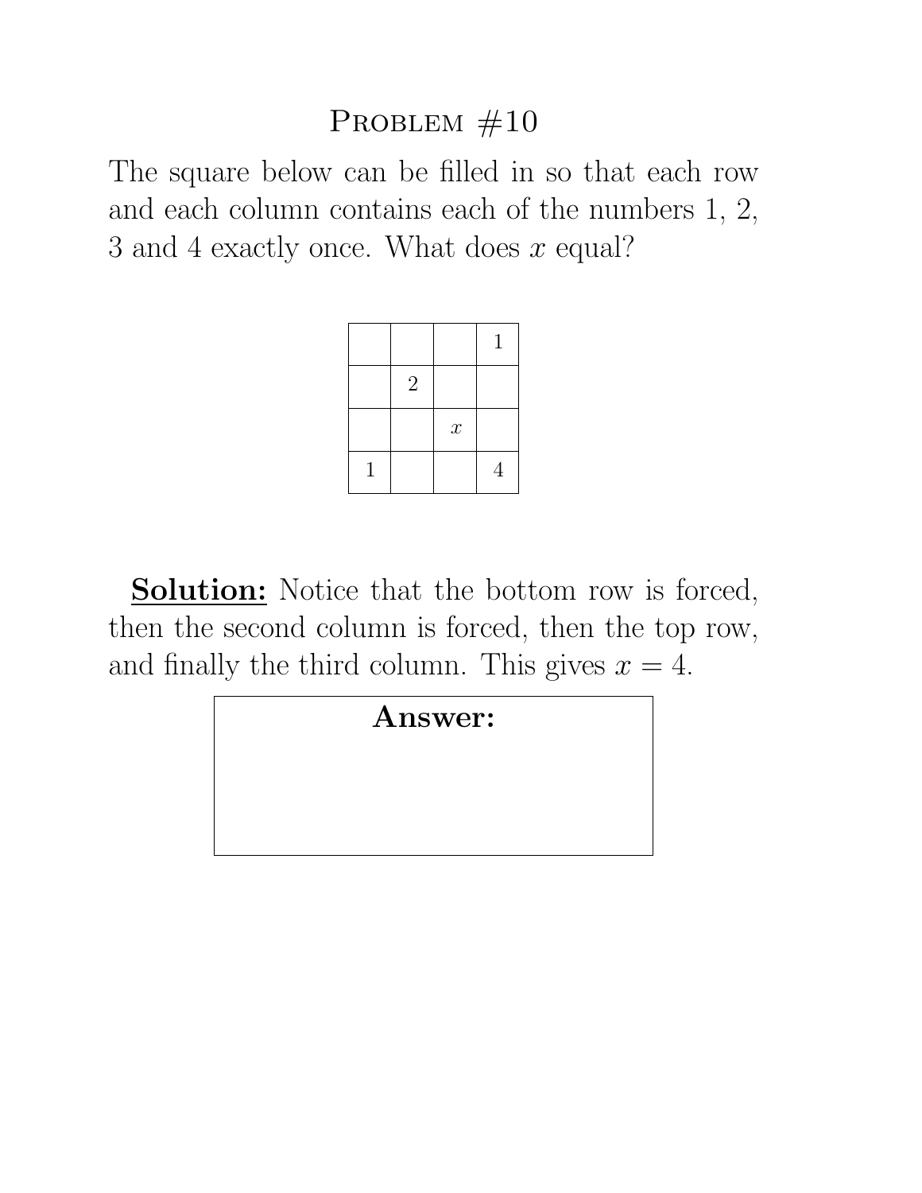# Problem #10

The square below can be filled in so that each row and each column contains each of the numbers 1, 2, 3 and 4 exactly once. What does $x$ equal?

|   |   |   |   |
|---|---|---|---|
|   |   |   | 1 |
|   | 2 |   |   |
|   |   | $x$ |   |
| 1 |   |   | 4 |

**Solution:** Notice that the bottom row is forced, then the second column is forced, then the top row, and finally the third column. This gives $x = 4$.

**Answer:**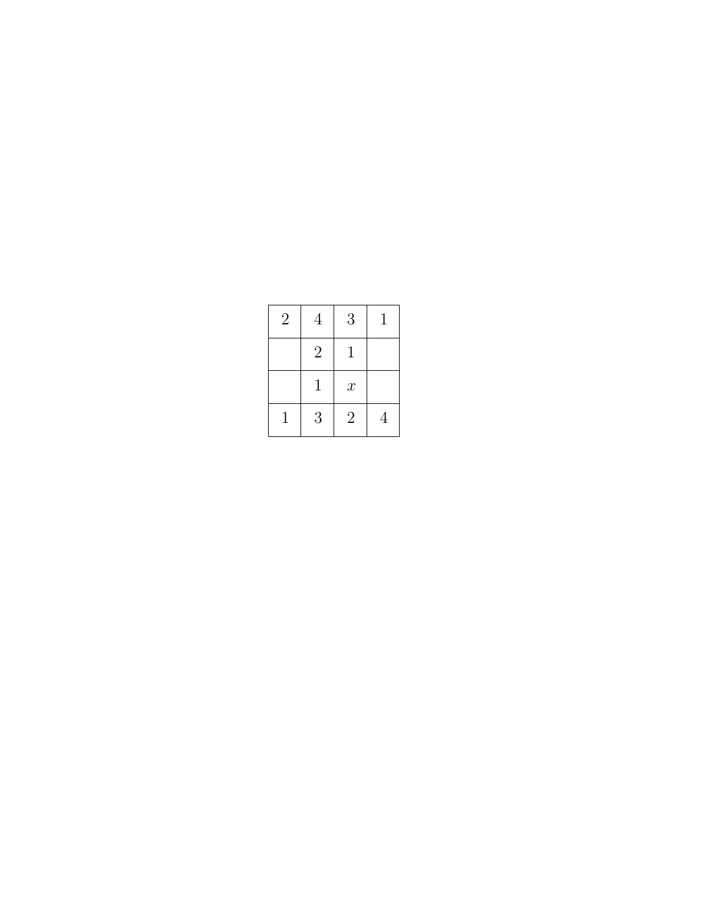| | | | |
|---|---|---|---|
| 2 | 4 | 3 | 1 |
| | 2 | 1 | |
| | 1 | $x$ | |
| 1 | 3 | 2 | 4 |